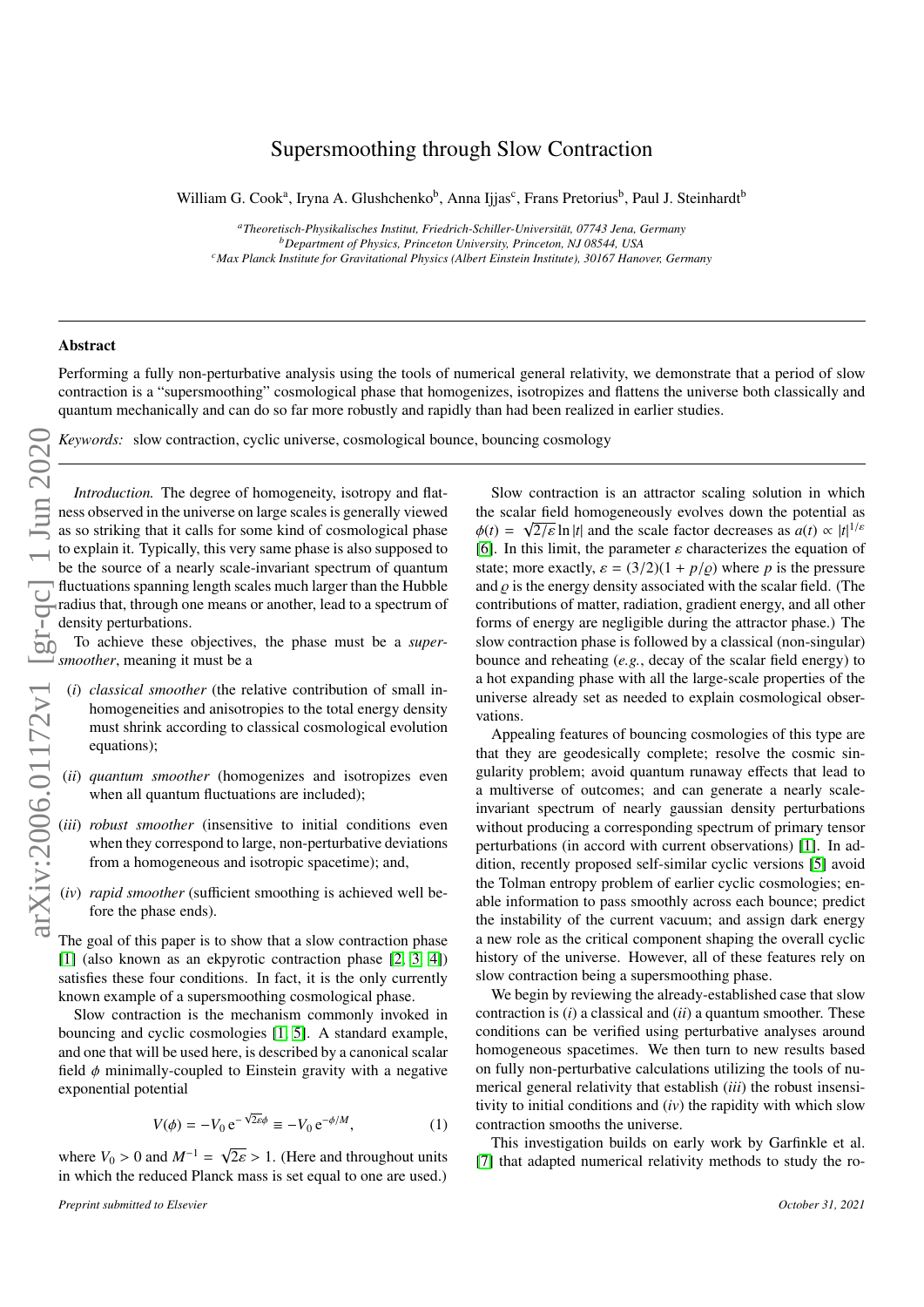# Supersmoothing through Slow Contraction

William G. Cook[a], Iryna A. Glushchenko[b], Anna Ijjas[c], Frans Pretorius[b], Paul J. Steinhardt[b]

[a] *Theoretisch-Physikalisches Institut, Friedrich-Schiller-Universität, 07743 Jena, Germany*
[b] *Department of Physics, Princeton University, Princeton, NJ 08544, USA*
[c] *Max Planck Institute for Gravitational Physics (Albert Einstein Institute), 30167 Hanover, Germany*

## Abstract

Performing a fully non-perturbative analysis using the tools of numerical general relativity, we demonstrate that a period of slow contraction is a "supersmoothing" cosmological phase that homogenizes, isotropizes and flattens the universe both classically and quantum mechanically and can do so far more robustly and rapidly than had been realized in earlier studies.

*Keywords:* slow contraction, cyclic universe, cosmological bounce, bouncing cosmology

*Introduction.* The degree of homogeneity, isotropy and flatness observed in the universe on large scales is generally viewed as so striking that it calls for some kind of cosmological phase to explain it. Typically, this very same phase is also supposed to be the source of a nearly scale-invariant spectrum of quantum fluctuations spanning length scales much larger than the Hubble radius that, through one means or another, lead to a spectrum of density perturbations.

To achieve these objectives, the phase must be a *supersmoother*, meaning it must be a

- (*i*) *classical smoother* (the relative contribution of small inhomogeneities and anisotropies to the total energy density must shrink according to classical cosmological evolution equations);
- (*ii*) *quantum smoother* (homogenizes and isotropizes even when all quantum fluctuations are included);
- (*iii*) *robust smoother* (insensitive to initial conditions even when they correspond to large, non-perturbative deviations from a homogeneous and isotropic spacetime); and,
- (*iv*) *rapid smoother* (sufficient smoothing is achieved well before the phase ends).

The goal of this paper is to show that a slow contraction phase [1] (also known as an ekpyrotic contraction phase [2, 3, 4]) satisfies these four conditions. In fact, it is the only currently known example of a supersmoothing cosmological phase.

Slow contraction is the mechanism commonly invoked in bouncing and cyclic cosmologies [1, 5]. A standard example, and one that will be used here, is described by a canonical scalar field $\phi$ minimally-coupled to Einstein gravity with a negative exponential potential

$$V(\phi) = -V_0\, e^{-\sqrt{2\varepsilon}\phi} \equiv -V_0\, e^{-\phi/M}, \tag{1}$$

where $V_0 > 0$ and $M^{-1} = \sqrt{2\varepsilon} > 1$. (Here and throughout units in which the reduced Planck mass is set equal to one are used.)

Slow contraction is an attractor scaling solution in which the scalar field homogeneously evolves down the potential as $\phi(t) = \sqrt{2/\varepsilon}\ln|t|$ and the scale factor decreases as $a(t) \propto |t|^{1/\varepsilon}$ [6]. In this limit, the parameter $\varepsilon$ characterizes the equation of state; more exactly, $\varepsilon = (3/2)(1 + p/\varrho)$ where $p$ is the pressure and $\varrho$ is the energy density associated with the scalar field. (The contributions of matter, radiation, gradient energy, and all other forms of energy are negligible during the attractor phase.) The slow contraction phase is followed by a classical (non-singular) bounce and reheating (*e.g.*, decay of the scalar field energy) to a hot expanding phase with all the large-scale properties of the universe already set as needed to explain cosmological observations.

Appealing features of bouncing cosmologies of this type are that they are geodesically complete; resolve the cosmic singularity problem; avoid quantum runaway effects that lead to a multiverse of outcomes; and can generate a nearly scale-invariant spectrum of nearly gaussian density perturbations without producing a corresponding spectrum of primary tensor perturbations (in accord with current observations) [1]. In addition, recently proposed self-similar cyclic versions [5] avoid the Tolman entropy problem of earlier cyclic cosmologies; enable information to pass smoothly across each bounce; predict the instability of the current vacuum; and assign dark energy a new role as the critical component shaping the overall cyclic history of the universe. However, all of these features rely on slow contraction being a supersmoothing phase.

We begin by reviewing the already-established case that slow contraction is (*i*) a classical and (*ii*) a quantum smoother. These conditions can be verified using perturbative analyses around homogeneous spacetimes. We then turn to new results based on fully non-perturbative calculations utilizing the tools of numerical general relativity that establish (*iii*) the robust insensitivity to initial conditions and (*iv*) the rapidity with which slow contraction smooths the universe.

This investigation builds on early work by Garfinkle et al. [7] that adapted numerical relativity methods to study the ro-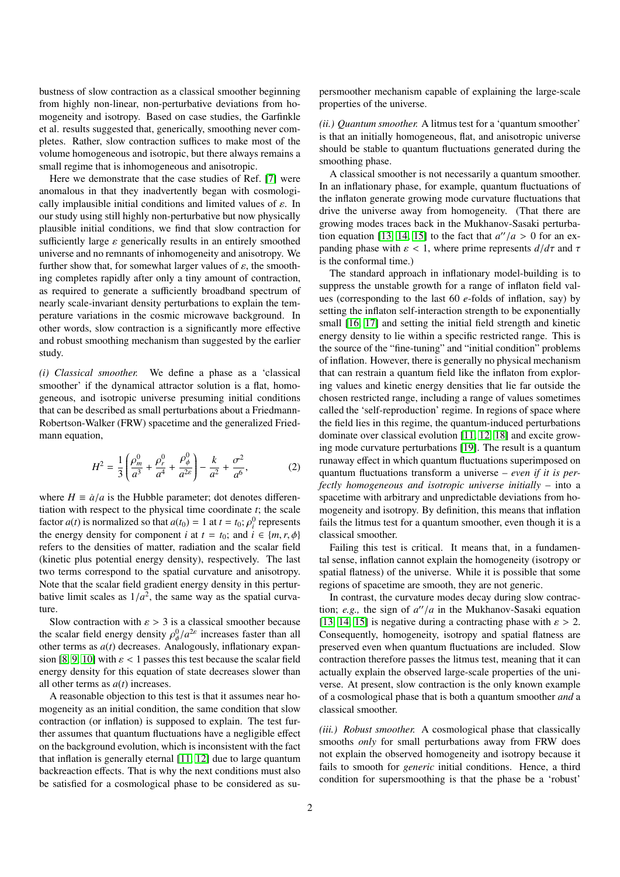bustness of slow contraction as a classical smoother beginning from highly non-linear, non-perturbative deviations from homogeneity and isotropy. Based on case studies, the Garfinkle et al. results suggested that, generically, smoothing never completes. Rather, slow contraction suffices to make most of the volume homogeneous and isotropic, but there always remains a small regime that is inhomogeneous and anisotropic.

Here we demonstrate that the case studies of Ref. [7] were anomalous in that they inadvertently began with cosmologically implausible initial conditions and limited values of $\varepsilon$. In our study using still highly non-perturbative but now physically plausible initial conditions, we find that slow contraction for sufficiently large $\varepsilon$ generically results in an entirely smoothed universe and no remnants of inhomogeneity and anisotropy. We further show that, for somewhat larger values of $\varepsilon$, the smoothing completes rapidly after only a tiny amount of contraction, as required to generate a sufficiently broadband spectrum of nearly scale-invariant density perturbations to explain the temperature variations in the cosmic microwave background. In other words, slow contraction is a significantly more effective and robust smoothing mechanism than suggested by the earlier study.

*(i) Classical smoother.* We define a phase as a 'classical smoother' if the dynamical attractor solution is a flat, homogeneous, and isotropic universe presuming initial conditions that can be described as small perturbations about a Friedmann-Robertson-Walker (FRW) spacetime and the generalized Friedmann equation,

$$H^2 = \frac{1}{3}\left(\frac{\rho_m^0}{a^3} + \frac{\rho_r^0}{a^4} + \frac{\rho_\phi^0}{a^{2\varepsilon}}\right) - \frac{k}{a^2} + \frac{\sigma^2}{a^6}, \tag{2}$$

where $H \equiv \dot{a}/a$ is the Hubble parameter; dot denotes differentiation with respect to the physical time coordinate $t$; the scale factor $a(t)$ is normalized so that $a(t_0) = 1$ at $t = t_0$; $\rho_i^0$ represents the energy density for component $i$ at $t = t_0$; and $i \in \{m, r, \phi\}$ refers to the densities of matter, radiation and the scalar field (kinetic plus potential energy density), respectively. The last two terms correspond to the spatial curvature and anisotropy. Note that the scalar field gradient energy density in this perturbative limit scales as $1/a^2$, the same way as the spatial curvature.

Slow contraction with $\varepsilon > 3$ is a classical smoother because the scalar field energy density $\rho_\phi^0/a^{2\varepsilon}$ increases faster than all other terms as $a(t)$ decreases. Analogously, inflationary expansion [8, 9, 10] with $\varepsilon < 1$ passes this test because the scalar field energy density for this equation of state decreases slower than all other terms as $a(t)$ increases.

A reasonable objection to this test is that it assumes near homogeneity as an initial condition, the same condition that slow contraction (or inflation) is supposed to explain. The test further assumes that quantum fluctuations have a negligible effect on the background evolution, which is inconsistent with the fact that inflation is generally eternal [11, 12] due to large quantum backreaction effects. That is why the next conditions must also be satisfied for a cosmological phase to be considered as supersmoother mechanism capable of explaining the large-scale properties of the universe.

*(ii.) Quantum smoother.* A litmus test for a 'quantum smoother' is that an initially homogeneous, flat, and anisotropic universe should be stable to quantum fluctuations generated during the smoothing phase.

A classical smoother is not necessarily a quantum smoother. In an inflationary phase, for example, quantum fluctuations of the inflaton generate growing mode curvature fluctuations that drive the universe away from homogeneity. (That there are growing modes traces back in the Mukhanov-Sasaki perturbation equation [13, 14, 15] to the fact that $a''/a > 0$ for an expanding phase with $\varepsilon < 1$, where prime represents $d/d\tau$ and $\tau$ is the conformal time.)

The standard approach in inflationary model-building is to suppress the unstable growth for a range of inflaton field values (corresponding to the last 60 $e$-folds of inflation, say) by setting the inflaton self-interaction strength to be exponentially small [16, 17] and setting the initial field strength and kinetic energy density to lie within a specific restricted range. This is the source of the "fine-tuning" and "initial condition" problems of inflation. However, there is generally no physical mechanism that can restrain a quantum field like the inflaton from exploring values and kinetic energy densities that lie far outside the chosen restricted range, including a range of values sometimes called the 'self-reproduction' regime. In regions of space where the field lies in this regime, the quantum-induced perturbations dominate over classical evolution [11, 12, 18] and excite growing mode curvature perturbations [19]. The result is a quantum runaway effect in which quantum fluctuations superimposed on quantum fluctuations transform a universe – *even if it is perfectly homogeneous and isotropic universe initially* – into a spacetime with arbitrary and unpredictable deviations from homogeneity and isotropy. By definition, this means that inflation fails the litmus test for a quantum smoother, even though it is a classical smoother.

Failing this test is critical. It means that, in a fundamental sense, inflation cannot explain the homogeneity (isotropy or spatial flatness) of the universe. While it is possible that some regions of spacetime are smooth, they are not generic.

In contrast, the curvature modes decay during slow contraction; *e.g.,* the sign of $a''/a$ in the Mukhanov-Sasaki equation [13, 14, 15] is negative during a contracting phase with $\varepsilon > 2$. Consequently, homogeneity, isotropy and spatial flatness are preserved even when quantum fluctuations are included. Slow contraction therefore passes the litmus test, meaning that it can actually explain the observed large-scale properties of the universe. At present, slow contraction is the only known example of a cosmological phase that is both a quantum smoother *and* a classical smoother.

*(iii.) Robust smoother.* A cosmological phase that classically smooths *only* for small perturbations away from FRW does not explain the observed homogeneity and isotropy because it fails to smooth for *generic* initial conditions. Hence, a third condition for supersmoothing is that the phase be a 'robust'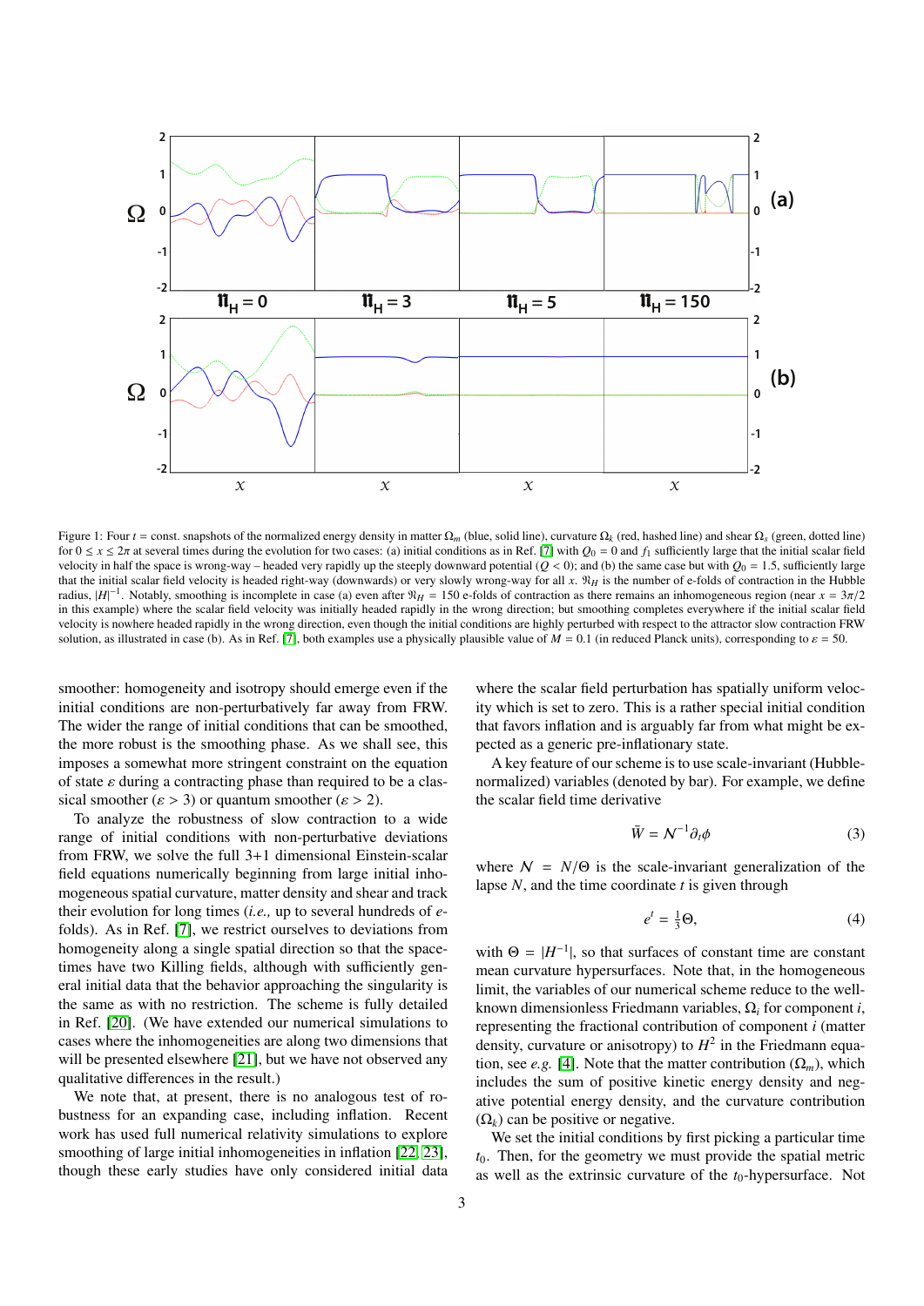Figure 1: Four $t$ = const. snapshots of the normalized energy density in matter $\Omega_m$ (blue, solid line), curvature $\Omega_k$ (red, hashed line) and shear $\Omega_s$ (green, dotted line) for $0 \le x \le 2\pi$ at several times during the evolution for two cases: (a) initial conditions as in Ref. [7] with $Q_0 = 0$ and $f_1$ sufficiently large that the initial scalar field velocity in half the space is wrong-way – headed very rapidly up the steeply downward potential ($Q < 0$); and (b) the same case but with $Q_0 = 1.5$, sufficiently large that the initial scalar field velocity is headed right-way (downwards) or very slowly wrong-way for all $x$. $\mathfrak{N}_H$ is the number of e-folds of contraction in the Hubble radius, $|H|^{-1}$. Notably, smoothing is incomplete in case (a) even after $\mathfrak{N}_H = 150$ e-folds of contraction as there remains an inhomogeneous region (near $x = 3\pi/2$ in this example) where the scalar field velocity was initially headed rapidly in the wrong direction; but smoothing completes everywhere if the initial scalar field velocity is nowhere headed rapidly in the wrong direction, even though the initial conditions are highly perturbed with respect to the attractor slow contraction FRW solution, as illustrated in case (b). As in Ref. [7], both examples use a physically plausible value of $M = 0.1$ (in reduced Planck units), corresponding to $\varepsilon = 50$.

smoother: homogeneity and isotropy should emerge even if the initial conditions are non-perturbatively far away from FRW. The wider the range of initial conditions that can be smoothed, the more robust is the smoothing phase. As we shall see, this imposes a somewhat more stringent constraint on the equation of state $\varepsilon$ during a contracting phase than required to be a classical smoother ($\varepsilon > 3$) or quantum smoother ($\varepsilon > 2$).

To analyze the robustness of slow contraction to a wide range of initial conditions with non-perturbative deviations from FRW, we solve the full 3+1 dimensional Einstein-scalar field equations numerically beginning from large initial inhomogeneous spatial curvature, matter density and shear and track their evolution for long times (*i.e.,* up to several hundreds of *e*-folds). As in Ref. [7], we restrict ourselves to deviations from homogeneity along a single spatial direction so that the spacetimes have two Killing fields, although with sufficiently general initial data that the behavior approaching the singularity is the same as with no restriction. The scheme is fully detailed in Ref. [20]. (We have extended our numerical simulations to cases where the inhomogeneities are along two dimensions that will be presented elsewhere [21], but we have not observed any qualitative differences in the result.)

We note that, at present, there is no analogous test of robustness for an expanding case, including inflation. Recent work has used full numerical relativity simulations to explore smoothing of large initial inhomogeneities in inflation [22, 23], though these early studies have only considered initial data where the scalar field perturbation has spatially uniform velocity which is set to zero. This is a rather special initial condition that favors inflation and is arguably far from what might be expected as a generic pre-inflationary state.

A key feature of our scheme is to use scale-invariant (Hubble-normalized) variables (denoted by bar). For example, we define the scalar field time derivative

$$\bar{W} = \mathcal{N}^{-1}\partial_t\phi \tag{3}$$

where $\mathcal{N} = N/\Theta$ is the scale-invariant generalization of the lapse $N$, and the time coordinate $t$ is given through

$$e^t = \tfrac{1}{3}\Theta, \tag{4}$$

with $\Theta = |H^{-1}|$, so that surfaces of constant time are constant mean curvature hypersurfaces. Note that, in the homogeneous limit, the variables of our numerical scheme reduce to the well-known dimensionless Friedmann variables, $\Omega_i$ for component $i$, representing the fractional contribution of component $i$ (matter density, curvature or anisotropy) to $H^2$ in the Friedmann equation, see *e.g.* [4]. Note that the matter contribution ($\Omega_m$), which includes the sum of positive kinetic energy density and negative potential energy density, and the curvature contribution ($\Omega_k$) can be positive or negative.

We set the initial conditions by first picking a particular time $t_0$. Then, for the geometry we must provide the spatial metric as well as the extrinsic curvature of the $t_0$-hypersurface. Not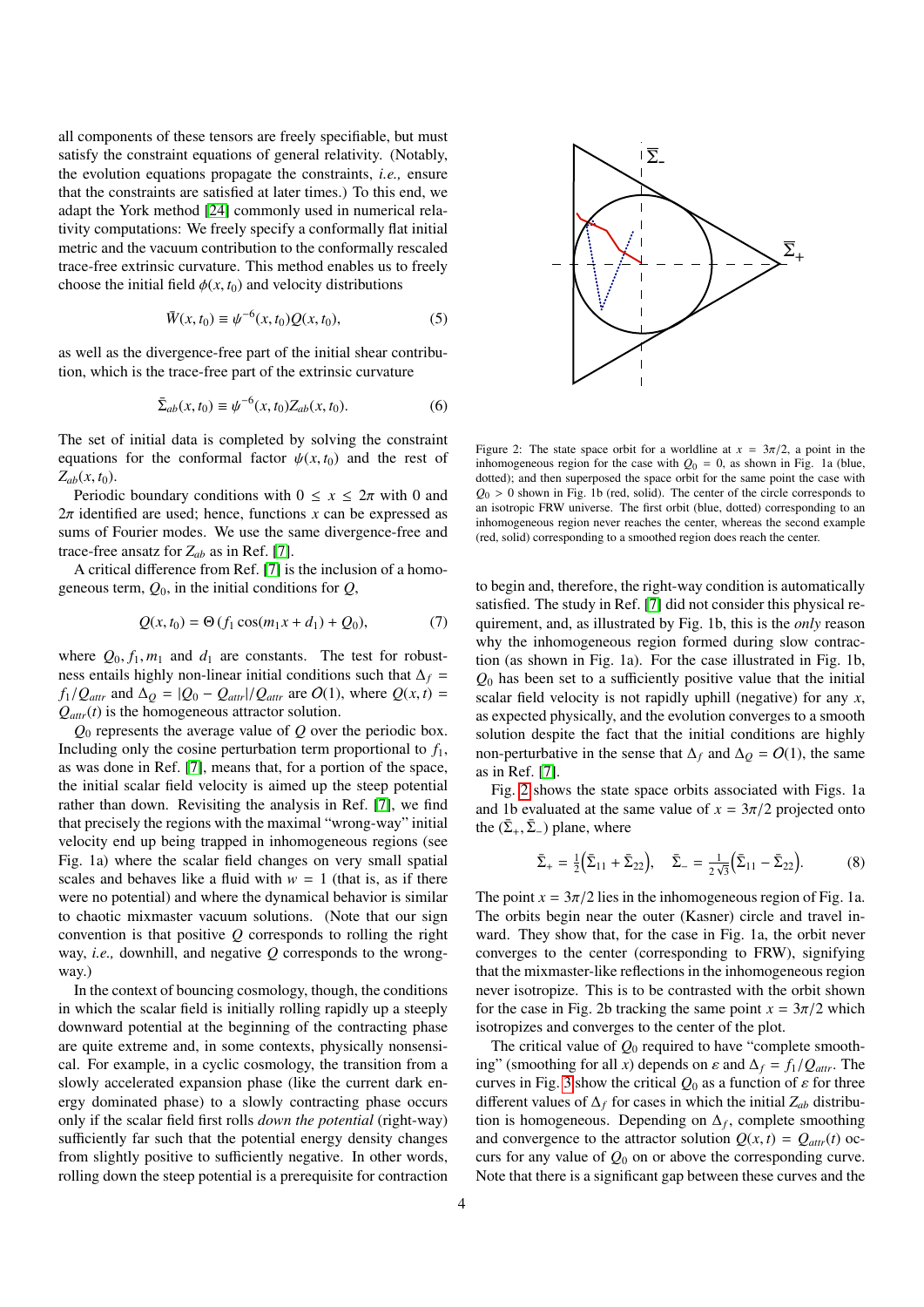all components of these tensors are freely specifiable, but must satisfy the constraint equations of general relativity. (Notably, the evolution equations propagate the constraints, *i.e.,* ensure that the constraints are satisfied at later times.) To this end, we adapt the York method [24] commonly used in numerical relativity computations: We freely specify a conformally flat initial metric and the vacuum contribution to the conformally rescaled trace-free extrinsic curvature. This method enables us to freely choose the initial field $\phi(x, t_0)$ and velocity distributions

$$\bar{W}(x, t_0) \equiv \psi^{-6}(x, t_0) Q(x, t_0), \tag{5}$$

as well as the divergence-free part of the initial shear contribution, which is the trace-free part of the extrinsic curvature

$$\bar{\Sigma}_{ab}(x, t_0) \equiv \psi^{-6}(x, t_0) Z_{ab}(x, t_0). \tag{6}$$

The set of initial data is completed by solving the constraint equations for the conformal factor $\psi(x, t_0)$ and the rest of $Z_{ab}(x, t_0)$.

Periodic boundary conditions with $0 \le x \le 2\pi$ with 0 and $2\pi$ identified are used; hence, functions $x$ can be expressed as sums of Fourier modes. We use the same divergence-free and trace-free ansatz for $Z_{ab}$ as in Ref. [7].

A critical difference from Ref. [7] is the inclusion of a homogeneous term, $Q_0$, in the initial conditions for $Q$,

$$Q(x, t_0) = \Theta \left( f_1 \cos(m_1 x + d_1) + Q_0 \right), \tag{7}$$

where $Q_0, f_1, m_1$ and $d_1$ are constants. The test for robustness entails highly non-linear initial conditions such that $\Delta_f = f_1/Q_{attr}$ and $\Delta_Q = |Q_0 - Q_{attr}|/Q_{attr}$ are $O(1)$, where $Q(x, t) = Q_{attr}(t)$ is the homogeneous attractor solution.

$Q_0$ represents the average value of $Q$ over the periodic box. Including only the cosine perturbation term proportional to $f_1$, as was done in Ref. [7], means that, for a portion of the space, the initial scalar field velocity is aimed up the steep potential rather than down. Revisiting the analysis in Ref. [7], we find that precisely the regions with the maximal "wrong-way" initial velocity end up being trapped in inhomogeneous regions (see Fig. 1a) where the scalar field changes on very small spatial scales and behaves like a fluid with $w = 1$ (that is, as if there were no potential) and where the dynamical behavior is similar to chaotic mixmaster vacuum solutions. (Note that our sign convention is that positive $Q$ corresponds to rolling the right way, *i.e.,* downhill, and negative $Q$ corresponds to the wrong-way.)

In the context of bouncing cosmology, though, the conditions in which the scalar field is initially rolling rapidly up a steeply downward potential at the beginning of the contracting phase are quite extreme and, in some contexts, physically nonsensical. For example, in a cyclic cosmology, the transition from a slowly accelerated expansion phase (like the current dark energy dominated phase) to a slowly contracting phase occurs only if the scalar field first rolls *down the potential* (right-way) sufficiently far such that the potential energy density changes from slightly positive to sufficiently negative. In other words, rolling down the steep potential is a prerequisite for contraction

Figure 2: The state space orbit for a worldline at $x = 3\pi/2$, a point in the inhomogeneous region for the case with $Q_0 = 0$, as shown in Fig. 1a (blue, dotted); and then superposed the space orbit for the same point the case with $Q_0 > 0$ shown in Fig. 1b (red, solid). The center of the circle corresponds to an isotropic FRW universe. The first orbit (blue, dotted) corresponding to an inhomogeneous region never reaches the center, whereas the second example (red, solid) corresponding to a smoothed region does reach the center.

to begin and, therefore, the right-way condition is automatically satisfied. The study in Ref. [7] did not consider this physical requirement, and, as illustrated by Fig. 1b, this is the *only* reason why the inhomogeneous region formed during slow contraction (as shown in Fig. 1a). For the case illustrated in Fig. 1b, $Q_0$ has been set to a sufficiently positive value that the initial scalar field velocity is not rapidly uphill (negative) for any $x$, as expected physically, and the evolution converges to a smooth solution despite the fact that the initial conditions are highly non-perturbative in the sense that $\Delta_f$ and $\Delta_Q = O(1)$, the same as in Ref. [7].

Fig. 2 shows the state space orbits associated with Figs. 1a and 1b evaluated at the same value of $x = 3\pi/2$ projected onto the $(\bar{\Sigma}_+, \bar{\Sigma}_-)$ plane, where

$$\bar{\Sigma}_+ = \tfrac{1}{2}\left(\bar{\Sigma}_{11} + \bar{\Sigma}_{22}\right), \quad \bar{\Sigma}_- = \tfrac{1}{2\sqrt{3}}\left(\bar{\Sigma}_{11} - \bar{\Sigma}_{22}\right). \tag{8}$$

The point $x = 3\pi/2$ lies in the inhomogeneous region of Fig. 1a. The orbits begin near the outer (Kasner) circle and travel inward. They show that, for the case in Fig. 1a, the orbit never converges to the center (corresponding to FRW), signifying that the mixmaster-like reflections in the inhomogeneous region never isotropize. This is to be contrasted with the orbit shown for the case in Fig. 2b tracking the same point $x = 3\pi/2$ which isotropizes and converges to the center of the plot.

The critical value of $Q_0$ required to have "complete smoothing" (smoothing for all $x$) depends on $\varepsilon$ and $\Delta_f = f_1/Q_{attr}$. The curves in Fig. 3 show the critical $Q_0$ as a function of $\varepsilon$ for three different values of $\Delta_f$ for cases in which the initial $Z_{ab}$ distribution is homogeneous. Depending on $\Delta_f$, complete smoothing and convergence to the attractor solution $Q(x, t) = Q_{attr}(t)$ occurs for any value of $Q_0$ on or above the corresponding curve. Note that there is a significant gap between these curves and the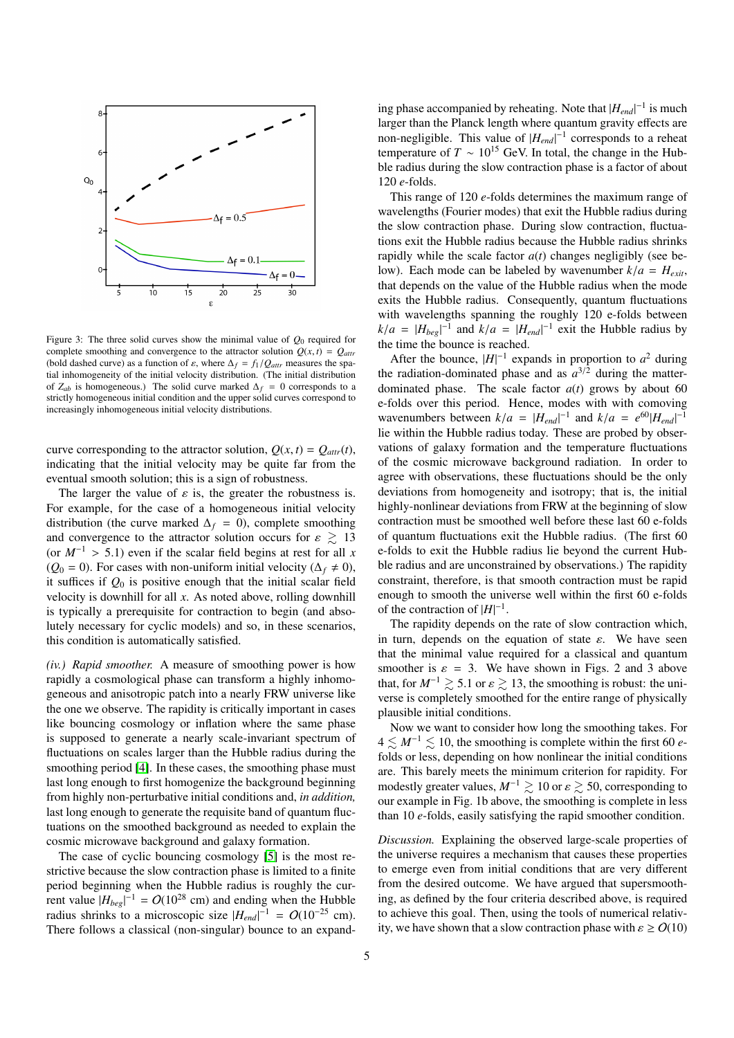Figure 3: The three solid curves show the minimal value of $Q_0$ required for complete smoothing and convergence to the attractor solution $Q(x,t) = Q_{attr}$ (bold dashed curve) as a function of $\varepsilon$, where $\Delta_f = f_1/Q_{attr}$ measures the spatial inhomogeneity of the initial velocity distribution. (The initial distribution of $Z_{ab}$ is homogeneous.) The solid curve marked $\Delta_f = 0$ corresponds to a strictly homogeneous initial condition and the upper solid curves correspond to increasingly inhomogeneous initial velocity distributions.

curve corresponding to the attractor solution, $Q(x,t) = Q_{attr}(t)$, indicating that the initial velocity may be quite far from the eventual smooth solution; this is a sign of robustness.

The larger the value of $\varepsilon$ is, the greater the robustness is. For example, for the case of a homogeneous initial velocity distribution (the curve marked $\Delta_f = 0$), complete smoothing and convergence to the attractor solution occurs for $\varepsilon \gtrsim 13$ (or $M^{-1} > 5.1$) even if the scalar field begins at rest for all $x$ ($Q_0 = 0$). For cases with non-uniform initial velocity ($\Delta_f \neq 0$), it suffices if $Q_0$ is positive enough that the initial scalar field velocity is downhill for all $x$. As noted above, rolling downhill is typically a prerequisite for contraction to begin (and absolutely necessary for cyclic models) and so, in these scenarios, this condition is automatically satisfied.

*(iv.) Rapid smoother.* A measure of smoothing power is how rapidly a cosmological phase can transform a highly inhomogeneous and anisotropic patch into a nearly FRW universe like the one we observe. The rapidity is critically important in cases like bouncing cosmology or inflation where the same phase is supposed to generate a nearly scale-invariant spectrum of fluctuations on scales larger than the Hubble radius during the smoothing period [4]. In these cases, the smoothing phase must last long enough to first homogenize the background beginning from highly non-perturbative initial conditions and, *in addition,* last long enough to generate the requisite band of quantum fluctuations on the smoothed background as needed to explain the cosmic microwave background and galaxy formation.

The case of cyclic bouncing cosmology [5] is the most restrictive because the slow contraction phase is limited to a finite period beginning when the Hubble radius is roughly the current value $|H_{beg}|^{-1} = O(10^{28}$ cm) and ending when the Hubble radius shrinks to a microscopic size $|H_{end}|^{-1} = O(10^{-25}$ cm). There follows a classical (non-singular) bounce to an expanding phase accompanied by reheating. Note that $|H_{end}|^{-1}$ is much larger than the Planck length where quantum gravity effects are non-negligible. This value of $|H_{end}|^{-1}$ corresponds to a reheat temperature of $T \sim 10^{15}$ GeV. In total, the change in the Hubble radius during the slow contraction phase is a factor of about 120 *e*-folds.

This range of 120 *e*-folds determines the maximum range of wavelengths (Fourier modes) that exit the Hubble radius during the slow contraction phase. During slow contraction, fluctuations exit the Hubble radius because the Hubble radius shrinks rapidly while the scale factor $a(t)$ changes negligibly (see below). Each mode can be labeled by wavenumber $k/a = H_{exit}$, that depends on the value of the Hubble radius when the mode exits the Hubble radius. Consequently, quantum fluctuations with wavelengths spanning the roughly 120 e-folds between $k/a = |H_{beg}|^{-1}$ and $k/a = |H_{end}|^{-1}$ exit the Hubble radius by the time the bounce is reached.

After the bounce, $|H|^{-1}$ expands in proportion to $a^2$ during the radiation-dominated phase and as $a^{3/2}$ during the matter-dominated phase. The scale factor $a(t)$ grows by about 60 e-folds over this period. Hence, modes with with comoving wavenumbers between $k/a = |H_{end}|^{-1}$ and $k/a = e^{60}|H_{end}|^{-1}$ lie within the Hubble radius today. These are probed by observations of galaxy formation and the temperature fluctuations of the cosmic microwave background radiation. In order to agree with observations, these fluctuations should be the only deviations from homogeneity and isotropy; that is, the initial highly-nonlinear deviations from FRW at the beginning of slow contraction must be smoothed well before these last 60 e-folds of quantum fluctuations exit the Hubble radius. (The first 60 e-folds to exit the Hubble radius lie beyond the current Hubble radius and are unconstrained by observations.) The rapidity constraint, therefore, is that smooth contraction must be rapid enough to smooth the universe well within the first 60 e-folds of the contraction of $|H|^{-1}$.

The rapidity depends on the rate of slow contraction which, in turn, depends on the equation of state $\varepsilon$. We have seen that the minimal value required for a classical and quantum smoother is $\varepsilon = 3$. We have shown in Figs. 2 and 3 above that, for $M^{-1} \gtrsim 5.1$ or $\varepsilon \gtrsim 13$, the smoothing is robust: the universe is completely smoothed for the entire range of physically plausible initial conditions.

Now we want to consider how long the smoothing takes. For $4 \lesssim M^{-1} \lesssim 10$, the smoothing is complete within the first 60 *e*-folds or less, depending on how nonlinear the initial conditions are. This barely meets the minimum criterion for rapidity. For modestly greater values, $M^{-1} \gtrsim 10$ or $\varepsilon \gtrsim 50$, corresponding to our example in Fig. 1b above, the smoothing is complete in less than 10 *e*-folds, easily satisfying the rapid smoother condition.

*Discussion.* Explaining the observed large-scale properties of the universe requires a mechanism that causes these properties to emerge even from initial conditions that are very different from the desired outcome. We have argued that supersmoothing, as defined by the four criteria described above, is required to achieve this goal. Then, using the tools of numerical relativity, we have shown that a slow contraction with $\varepsilon \geq O(10)$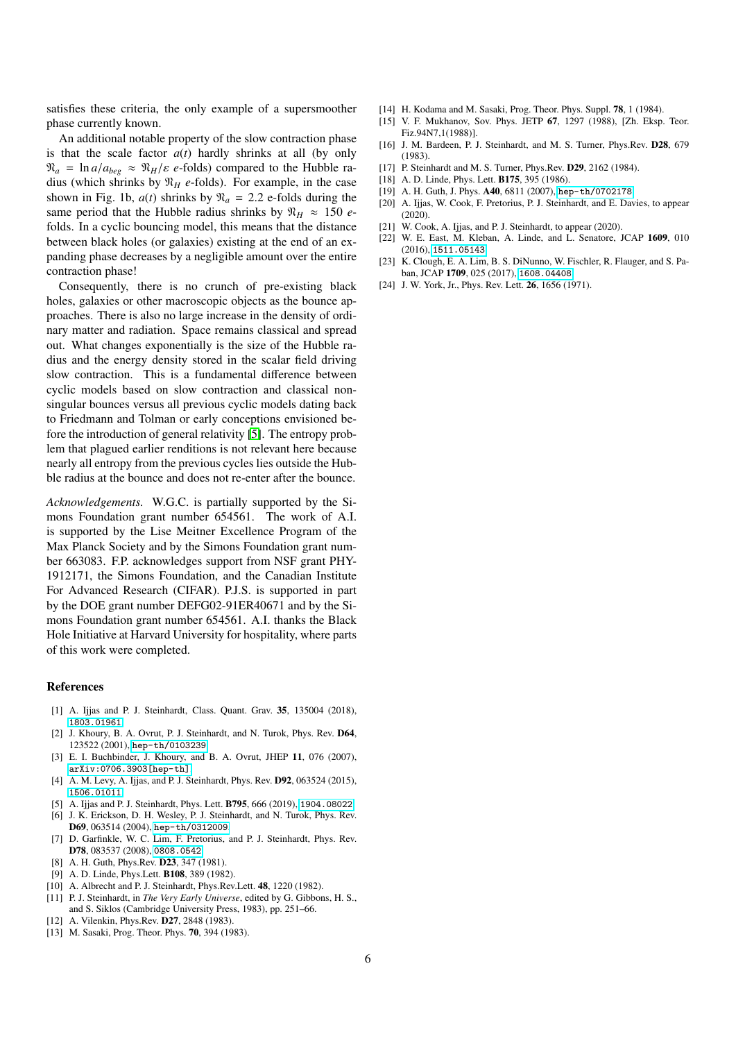satisfies these criteria, the only example of a supersmoother phase currently known.

An additional notable property of the slow contraction phase is that the scale factor $a(t)$ hardly shrinks at all (by only $\mathfrak{N}_a = \ln a/a_{beg} \approx \mathfrak{N}_H/\varepsilon$ *e*-folds) compared to the Hubble radius (which shrinks by $\mathfrak{N}_H$ *e*-folds). For example, in the case shown in Fig. 1b, $a(t)$ shrinks by $\mathfrak{N}_a = 2.2$ e-folds during the same period that the Hubble radius shrinks by $\mathfrak{N}_H \approx 150$ *e*-folds. In a cyclic bouncing model, this means that the distance between black holes (or galaxies) existing at the end of an expanding phase decreases by a negligible amount over the entire contraction phase!

Consequently, there is no crunch of pre-existing black holes, galaxies or other macroscopic objects as the bounce approaches. There is also no large increase in the density of ordinary matter and radiation. Space remains classical and spread out. What changes exponentially is the size of the Hubble radius and the energy density stored in the scalar field driving slow contraction. This is a fundamental difference between cyclic models based on slow contraction and classical non-singular bounces versus all previous cyclic models dating back to Friedmann and Tolman or early conceptions envisioned before the introduction of general relativity [5]. The entropy problem that plagued earlier renditions is not relevant here because nearly all entropy from the previous cycles lies outside the Hubble radius at the bounce and does not re-enter after the bounce.

*Acknowledgements.* W.G.C. is partially supported by the Simons Foundation grant number 654561. The work of A.I. is supported by the Lise Meitner Excellence Program of the Max Planck Society and by the Simons Foundation grant number 663083. F.P. acknowledges support from NSF grant PHY-1912171, the Simons Foundation, and the Canadian Institute For Advanced Research (CIFAR). P.J.S. is supported in part by the DOE grant number DEFG02-91ER40671 and by the Simons Foundation grant number 654561. A.I. thanks the Black Hole Initiative at Harvard University for hospitality, where parts of this work were completed.

## References

[1] A. Ijjas and P. J. Steinhardt, Class. Quant. Grav. **35**, 135004 (2018), 1803.01961.

[2] J. Khoury, B. A. Ovrut, P. J. Steinhardt, and N. Turok, Phys. Rev. **D64**, 123522 (2001), hep-th/0103239.

[3] E. I. Buchbinder, J. Khoury, and B. A. Ovrut, JHEP **11**, 076 (2007), arXiv:0706.3903[hep-th].

[4] A. M. Levy, A. Ijjas, and P. J. Steinhardt, Phys. Rev. **D92**, 063524 (2015), 1506.01011.

[5] A. Ijjas and P. J. Steinhardt, Phys. Lett. **B795**, 666 (2019), 1904.08022.

[6] J. K. Erickson, D. H. Wesley, P. J. Steinhardt, and N. Turok, Phys. Rev. **D69**, 063514 (2004), hep-th/0312009.

[7] D. Garfinkle, W. C. Lim, F. Pretorius, and P. J. Steinhardt, Phys. Rev. **D78**, 083537 (2008), 0808.0542.

[8] A. H. Guth, Phys.Rev. **D23**, 347 (1981).

[9] A. D. Linde, Phys.Lett. **B108**, 389 (1982).

[10] A. Albrecht and P. J. Steinhardt, Phys.Rev.Lett. **48**, 1220 (1982).

[11] P. J. Steinhardt, in *The Very Early Universe*, edited by G. Gibbons, H. S., and S. Siklos (Cambridge University Press, 1983), pp. 251–66.

[12] A. Vilenkin, Phys.Rev. **D27**, 2848 (1983).

[13] M. Sasaki, Prog. Theor. Phys. **70**, 394 (1983).

[14] H. Kodama and M. Sasaki, Prog. Theor. Phys. Suppl. **78**, 1 (1984).

[15] V. F. Mukhanov, Sov. Phys. JETP **67**, 1297 (1988), [Zh. Eksp. Teor. Fiz.94N7,1(1988)].

[16] J. M. Bardeen, P. J. Steinhardt, and M. S. Turner, Phys.Rev. **D28**, 679 (1983).

[17] P. Steinhardt and M. S. Turner, Phys.Rev. **D29**, 2162 (1984).

[18] A. D. Linde, Phys. Lett. **B175**, 395 (1986).

[19] A. H. Guth, J. Phys. **A40**, 6811 (2007), hep-th/0702178.

[20] A. Ijjas, W. Cook, F. Pretorius, P. J. Steinhardt, and E. Davies, to appear (2020).

[21] W. Cook, A. Ijjas, and P. J. Steinhardt, to appear (2020).

[22] W. E. East, M. Kleban, A. Linde, and L. Senatore, JCAP **1609**, 010 (2016), 1511.05143.

[23] K. Clough, E. A. Lim, B. S. DiNunno, W. Fischler, R. Flauger, and S. Paban, JCAP **1709**, 025 (2017), 1608.04408.

[24] J. W. York, Jr., Phys. Rev. Lett. **26**, 1656 (1971).